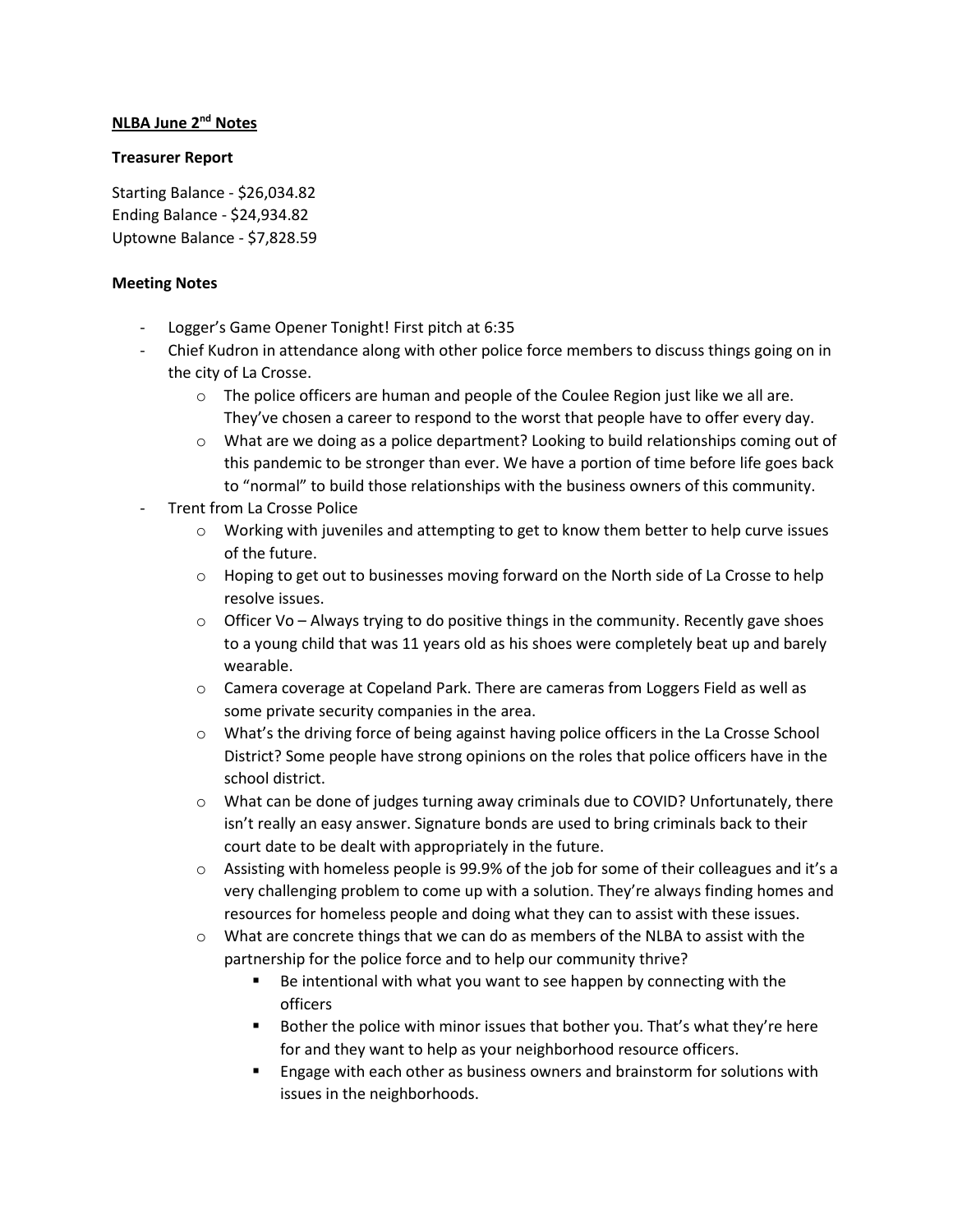**NLBA June 2nd Notes**

**Treasurer Report**

Starting Balance - $26,034.82
Ending Balance - $24,934.82
Uptowne Balance - $7,828.59

**Meeting Notes**

- Logger's Game Opener Tonight! First pitch at 6:35
- Chief Kudron in attendance along with other police force members to discuss things going on in the city of La Crosse.
  - The police officers are human and people of the Coulee Region just like we all are. They've chosen a career to respond to the worst that people have to offer every day.
  - What are we doing as a police department? Looking to build relationships coming out of this pandemic to be stronger than ever. We have a portion of time before life goes back to "normal" to build those relationships with the business owners of this community.
- Trent from La Crosse Police
  - Working with juveniles and attempting to get to know them better to help curve issues of the future.
  - Hoping to get out to businesses moving forward on the North side of La Crosse to help resolve issues.
  - Officer Vo – Always trying to do positive things in the community. Recently gave shoes to a young child that was 11 years old as his shoes were completely beat up and barely wearable.
  - Camera coverage at Copeland Park. There are cameras from Loggers Field as well as some private security companies in the area.
  - What's the driving force of being against having police officers in the La Crosse School District? Some people have strong opinions on the roles that police officers have in the school district.
  - What can be done of judges turning away criminals due to COVID? Unfortunately, there isn't really an easy answer. Signature bonds are used to bring criminals back to their court date to be dealt with appropriately in the future.
  - Assisting with homeless people is 99.9% of the job for some of their colleagues and it's a very challenging problem to come up with a solution. They're always finding homes and resources for homeless people and doing what they can to assist with these issues.
  - What are concrete things that we can do as members of the NLBA to assist with the partnership for the police force and to help our community thrive?
    - Be intentional with what you want to see happen by connecting with the officers
    - Bother the police with minor issues that bother you. That's what they're here for and they want to help as your neighborhood resource officers.
    - Engage with each other as business owners and brainstorm for solutions with issues in the neighborhoods.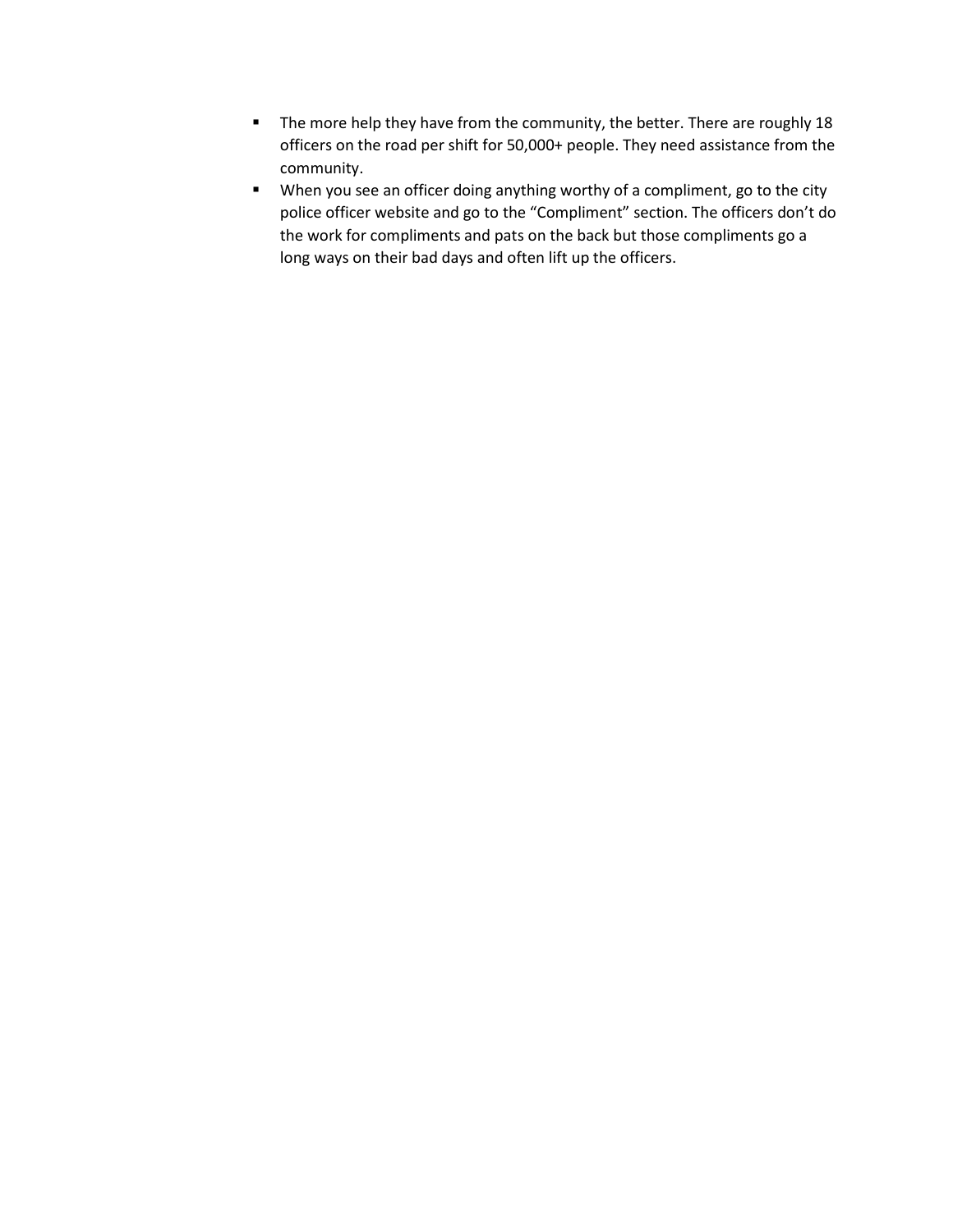- The more help they have from the community, the better. There are roughly 18 officers on the road per shift for 50,000+ people. They need assistance from the community.
- When you see an officer doing anything worthy of a compliment, go to the city police officer website and go to the "Compliment" section. The officers don't do the work for compliments and pats on the back but those compliments go a long ways on their bad days and often lift up the officers.